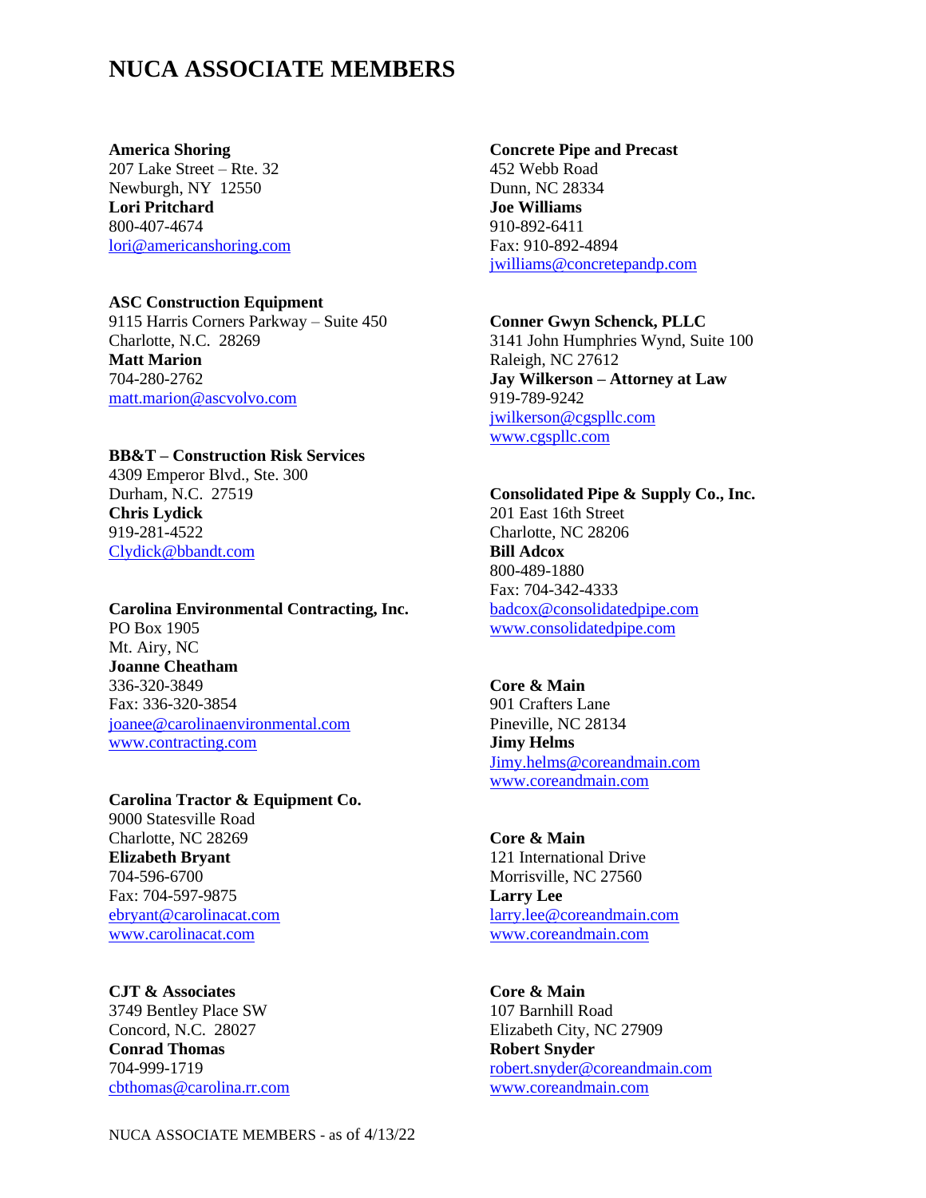# NUCA ASSOCIATE MEMBERS

**America Shoring**
207 Lake Street – Rte. 32
Newburgh, NY 12550
**Lori Pritchard**
800-407-4674
lori@americanshoring.com

**ASC Construction Equipment**
9115 Harris Corners Parkway – Suite 450
Charlotte, N.C. 28269
**Matt Marion**
704-280-2762
matt.marion@ascvolvo.com

**BB&T – Construction Risk Services**
4309 Emperor Blvd., Ste. 300
Durham, N.C. 27519
**Chris Lydick**
919-281-4522
Clydick@bbandt.com

**Carolina Environmental Contracting, Inc.**
PO Box 1905
Mt. Airy, NC
**Joanne Cheatham**
336-320-3849
Fax: 336-320-3854
joanee@carolinaenvironmental.com
www.contracting.com

**Carolina Tractor & Equipment Co.**
9000 Statesville Road
Charlotte, NC 28269
**Elizabeth Bryant**
704-596-6700
Fax: 704-597-9875
ebryant@carolinacat.com
www.carolinacat.com

**CJT & Associates**
3749 Bentley Place SW
Concord, N.C. 28027
**Conrad Thomas**
704-999-1719
cbthomas@carolina.rr.com

**Concrete Pipe and Precast**
452 Webb Road
Dunn, NC 28334
**Joe Williams**
910-892-6411
Fax: 910-892-4894
jwilliams@concretepandp.com

**Conner Gwyn Schenck, PLLC**
3141 John Humphries Wynd, Suite 100
Raleigh, NC 27612
**Jay Wilkerson – Attorney at Law**
919-789-9242
jwilkerson@cgspllc.com
www.cgspllc.com

**Consolidated Pipe & Supply Co., Inc.**
201 East 16th Street
Charlotte, NC 28206
**Bill Adcox**
800-489-1880
Fax: 704-342-4333
badcox@consolidatedpipe.com
www.consolidatedpipe.com

**Core & Main**
901 Crafters Lane
Pineville, NC 28134
**Jimy Helms**
Jimy.helms@coreandmain.com
www.coreandmain.com

**Core & Main**
121 International Drive
Morrisville, NC 27560
**Larry Lee**
larry.lee@coreandmain.com
www.coreandmain.com

**Core & Main**
107 Barnhill Road
Elizabeth City, NC 27909
**Robert Snyder**
robert.snyder@coreandmain.com
www.coreandmain.com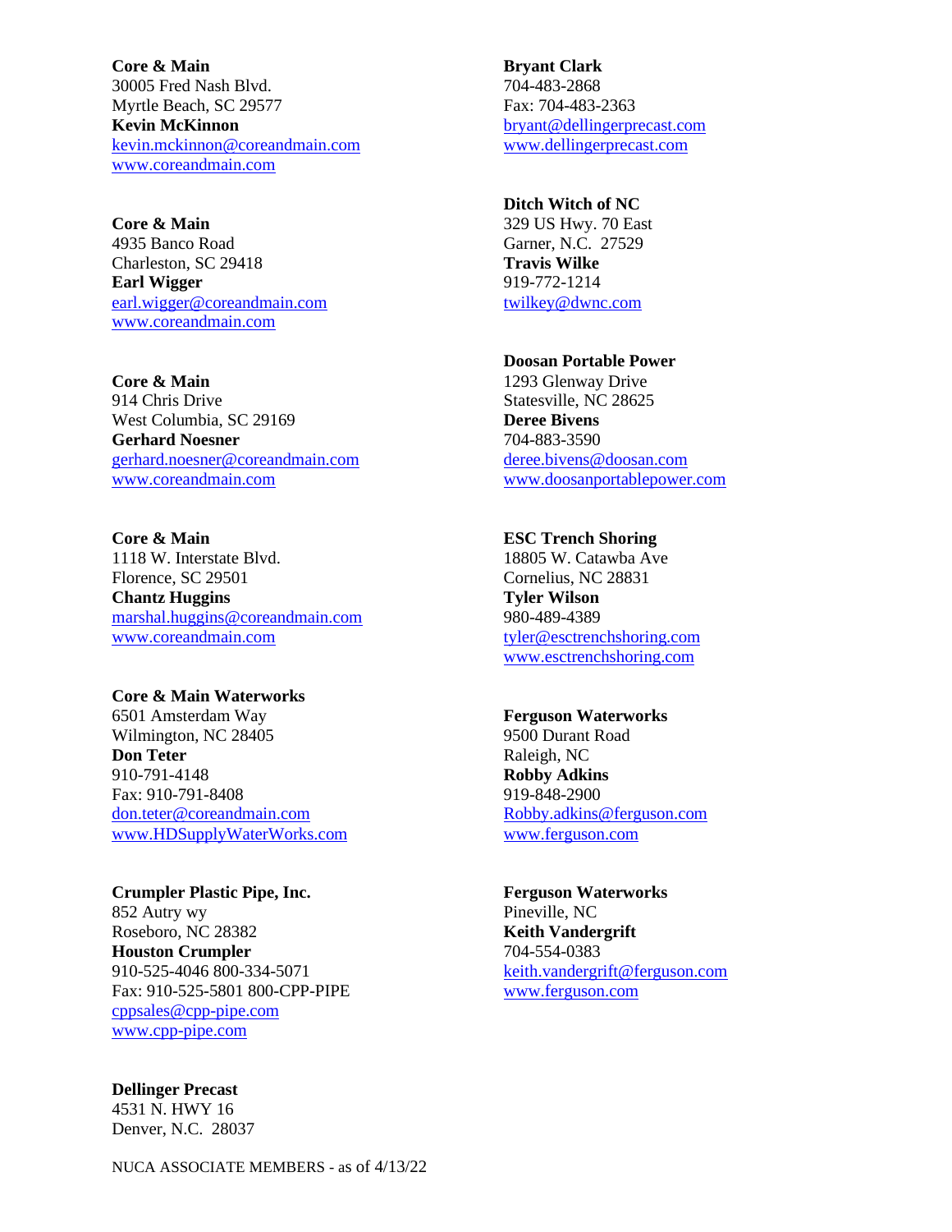**Core & Main**
30005 Fred Nash Blvd.
Myrtle Beach, SC 29577
**Kevin McKinnon**
kevin.mckinnon@coreandmain.com
www.coreandmain.com

**Core & Main**
4935 Banco Road
Charleston, SC 29418
**Earl Wigger**
earl.wigger@coreandmain.com
www.coreandmain.com

**Core & Main**
914 Chris Drive
West Columbia, SC 29169
**Gerhard Noesner**
gerhard.noesner@coreandmain.com
www.coreandmain.com

**Core & Main**
1118 W. Interstate Blvd.
Florence, SC 29501
**Chantz Huggins**
marshal.huggins@coreandmain.com
www.coreandmain.com

**Core & Main Waterworks**
6501 Amsterdam Way
Wilmington, NC 28405
**Don Teter**
910-791-4148
Fax: 910-791-8408
don.teter@coreandmain.com
www.HDSupplyWaterWorks.com

**Crumpler Plastic Pipe, Inc.**
852 Autry wy
Roseboro, NC 28382
**Houston Crumpler**
910-525-4046 800-334-5071
Fax: 910-525-5801 800-CPP-PIPE
cppsales@cpp-pipe.com
www.cpp-pipe.com

**Dellinger Precast**
4531 N. HWY 16
Denver, N.C. 28037
**Bryant Clark**
704-483-2868
Fax: 704-483-2363
bryant@dellingerprecast.com
www.dellingerprecast.com

**Ditch Witch of NC**
329 US Hwy. 70 East
Garner, N.C. 27529
**Travis Wilke**
919-772-1214
twilkey@dwnc.com

**Doosan Portable Power**
1293 Glenway Drive
Statesville, NC 28625
**Deree Bivens**
704-883-3590
deree.bivens@doosan.com
www.doosanportablepower.com

**ESC Trench Shoring**
18805 W. Catawba Ave
Cornelius, NC 28831
**Tyler Wilson**
980-489-4389
tyler@esctrenchshoring.com
www.esctrenchshoring.com

**Ferguson Waterworks**
9500 Durant Road
Raleigh, NC
**Robby Adkins**
919-848-2900
Robby.adkins@ferguson.com
www.ferguson.com

**Ferguson Waterworks**
Pineville, NC
**Keith Vandergrift**
704-554-0383
keith.vandergrift@ferguson.com
www.ferguson.com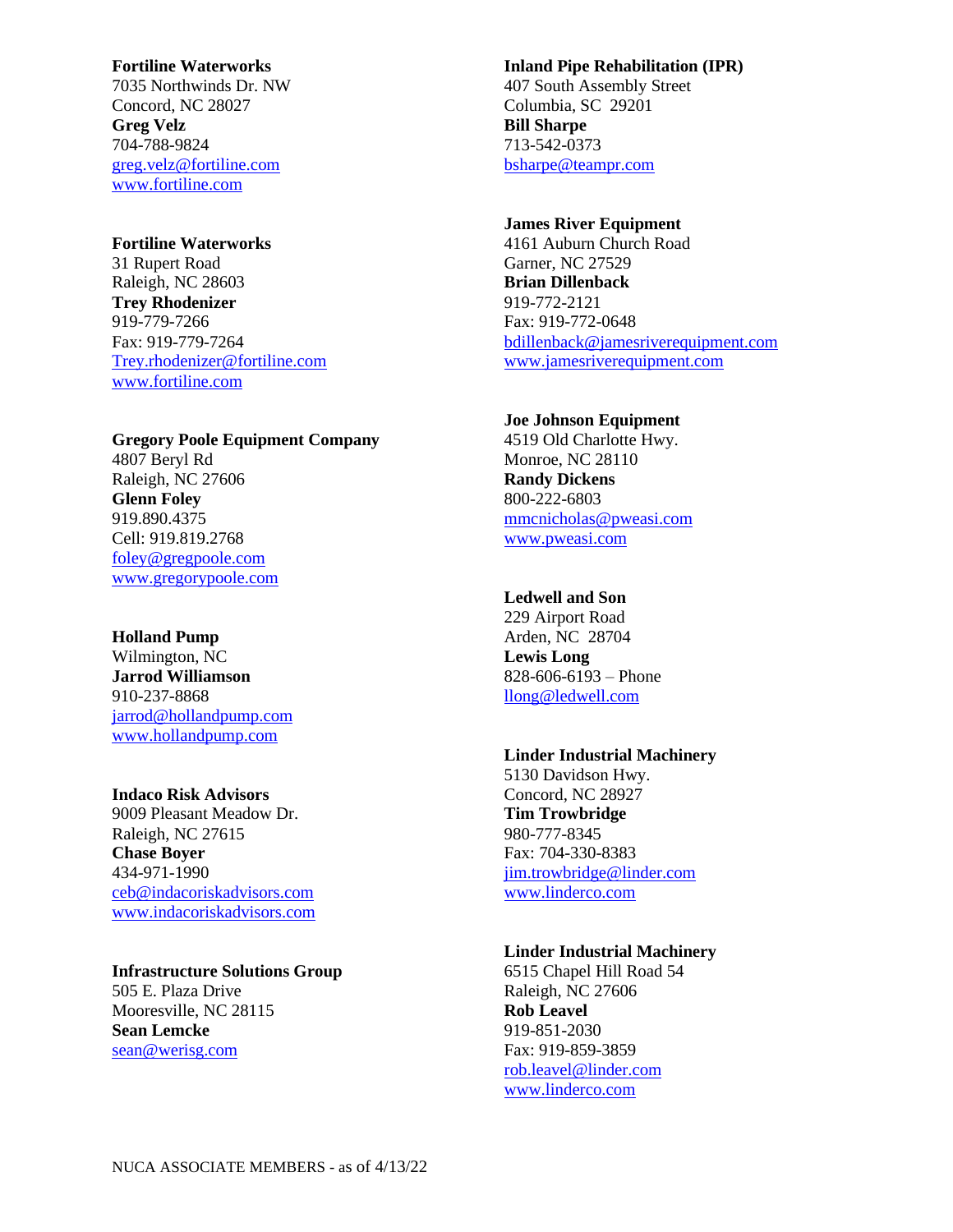**Fortiline Waterworks**
7035 Northwinds Dr. NW
Concord, NC 28027
**Greg Velz**
704-788-9824
greg.velz@fortiline.com
www.fortiline.com

**Fortiline Waterworks**
31 Rupert Road
Raleigh, NC 28603
**Trey Rhodenizer**
919-779-7266
Fax: 919-779-7264
Trey.rhodenizer@fortiline.com
www.fortiline.com

**Gregory Poole Equipment Company**
4807 Beryl Rd
Raleigh, NC 27606
**Glenn Foley**
919.890.4375
Cell: 919.819.2768
foley@gregpoole.com
www.gregorypoole.com

**Holland Pump**
Wilmington, NC
**Jarrod Williamson**
910-237-8868
jarrod@hollandpump.com
www.hollandpump.com

**Indaco Risk Advisors**
9009 Pleasant Meadow Dr.
Raleigh, NC 27615
**Chase Boyer**
434-971-1990
ceb@indacoriskadvisors.com
www.indacoriskadvisors.com

**Infrastructure Solutions Group**
505 E. Plaza Drive
Mooresville, NC 28115
**Sean Lemcke**
sean@werisg.com

**Inland Pipe Rehabilitation (IPR)**
407 South Assembly Street
Columbia, SC 29201
**Bill Sharpe**
713-542-0373
bsharpe@teampr.com

**James River Equipment**
4161 Auburn Church Road
Garner, NC 27529
**Brian Dillenback**
919-772-2121
Fax: 919-772-0648
bdillenback@jamesriverequipment.com
www.jamesriverequipment.com

**Joe Johnson Equipment**
4519 Old Charlotte Hwy.
Monroe, NC 28110
**Randy Dickens**
800-222-6803
mmcnicholas@pweasi.com
www.pweasi.com

**Ledwell and Son**
229 Airport Road
Arden, NC 28704
**Lewis Long**
828-606-6193 – Phone
llong@ledwell.com

**Linder Industrial Machinery**
5130 Davidson Hwy.
Concord, NC 28927
**Tim Trowbridge**
980-777-8345
Fax: 704-330-8383
jim.trowbridge@linder.com
www.linderco.com

**Linder Industrial Machinery**
6515 Chapel Hill Road 54
Raleigh, NC 27606
**Rob Leavel**
919-851-2030
Fax: 919-859-3859
rob.leavel@linder.com
www.linderco.com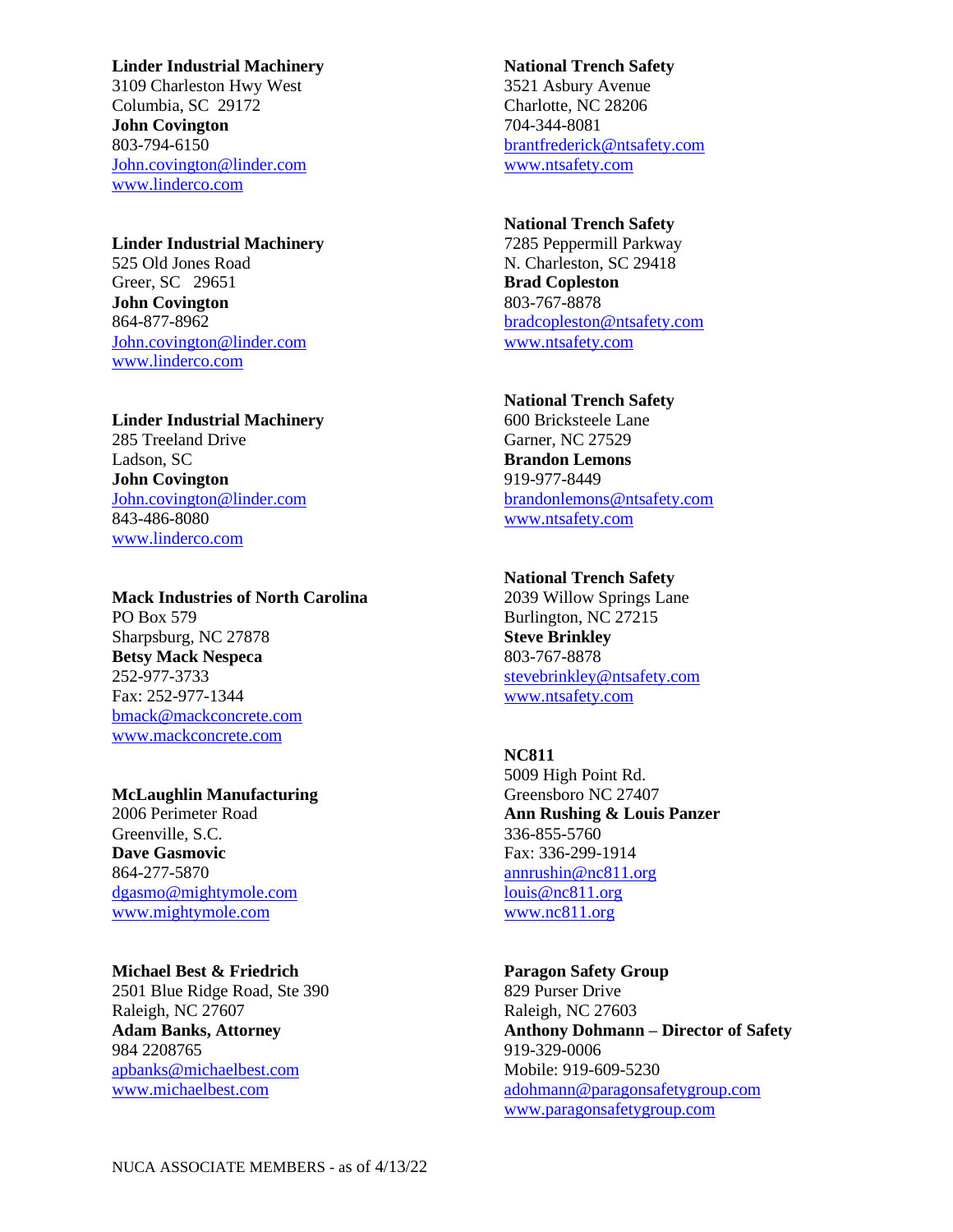**Linder Industrial Machinery**
3109 Charleston Hwy West
Columbia, SC 29172
**John Covington**
803-794-6150
John.covington@linder.com
www.linderco.com

**Linder Industrial Machinery**
525 Old Jones Road
Greer, SC 29651
**John Covington**
864-877-8962
John.covington@linder.com
www.linderco.com

**Linder Industrial Machinery**
285 Treeland Drive
Ladson, SC
**John Covington**
John.covington@linder.com
843-486-8080
www.linderco.com

**Mack Industries of North Carolina**
PO Box 579
Sharpsburg, NC 27878
**Betsy Mack Nespeca**
252-977-3733
Fax: 252-977-1344
bmack@mackconcrete.com
www.mackconcrete.com

**McLaughlin Manufacturing**
2006 Perimeter Road
Greenville, S.C.
**Dave Gasmovic**
864-277-5870
dgasmo@mightymole.com
www.mightymole.com

**Michael Best & Friedrich**
2501 Blue Ridge Road, Ste 390
Raleigh, NC 27607
**Adam Banks, Attorney**
984 2208765
apbanks@michaelbest.com
www.michaelbest.com

**National Trench Safety**
3521 Asbury Avenue
Charlotte, NC 28206
704-344-8081
brantfrederick@ntsafety.com
www.ntsafety.com

**National Trench Safety**
7285 Peppermill Parkway
N. Charleston, SC 29418
**Brad Copleston**
803-767-8878
bradcopleston@ntsafety.com
www.ntsafety.com

**National Trench Safety**
600 Bricksteele Lane
Garner, NC 27529
**Brandon Lemons**
919-977-8449
brandonlemons@ntsafety.com
www.ntsafety.com

**National Trench Safety**
2039 Willow Springs Lane
Burlington, NC 27215
**Steve Brinkley**
803-767-8878
stevebrinkley@ntsafety.com
www.ntsafety.com

**NC811**
5009 High Point Rd.
Greensboro NC 27407
**Ann Rushing & Louis Panzer**
336-855-5760
Fax: 336-299-1914
annrushin@nc811.org
louis@nc811.org
www.nc811.org

**Paragon Safety Group**
829 Purser Drive
Raleigh, NC 27603
**Anthony Dohmann – Director of Safety**
919-329-0006
Mobile: 919-609-5230
adohmann@paragonsafetygroup.com
www.paragonsafetygroup.com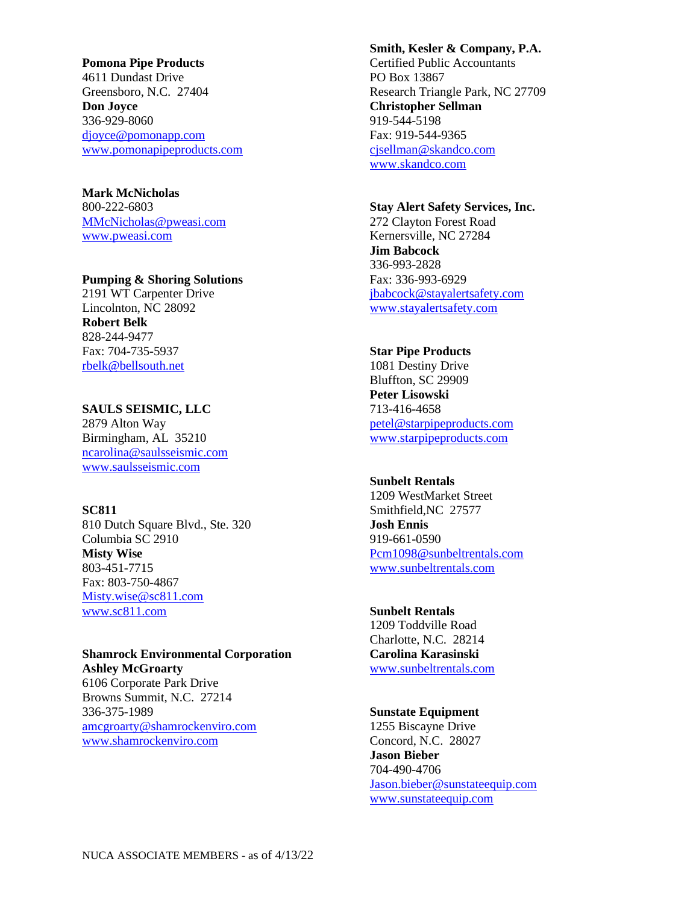**Pomona Pipe Products**
4611 Dundast Drive
Greensboro, N.C. 27404
**Don Joyce**
336-929-8060
djoyce@pomonapp.com
www.pomonapipeproducts.com

**Mark McNicholas**
800-222-6803
MMcNicholas@pweasi.com
www.pweasi.com

**Pumping & Shoring Solutions**
2191 WT Carpenter Drive
Lincolnton, NC 28092
**Robert Belk**
828-244-9477
Fax: 704-735-5937
rbelk@bellsouth.net

**SAULS SEISMIC, LLC**
2879 Alton Way
Birmingham, AL 35210
ncarolina@saulsseismic.com
www.saulsseismic.com

**SC811**
810 Dutch Square Blvd., Ste. 320
Columbia SC 2910
**Misty Wise**
803-451-7715
Fax: 803-750-4867
Misty.wise@sc811.com
www.sc811.com

**Shamrock Environmental Corporation**
**Ashley McGroarty**
6106 Corporate Park Drive
Browns Summit, N.C. 27214
336-375-1989
amcgroarty@shamrockenviro.com
www.shamrockenviro.com

**Smith, Kesler & Company, P.A.**
Certified Public Accountants
PO Box 13867
Research Triangle Park, NC 27709
**Christopher Sellman**
919-544-5198
Fax: 919-544-9365
cjsellman@skandco.com
www.skandco.com

**Stay Alert Safety Services, Inc.**
272 Clayton Forest Road
Kernersville, NC 27284
**Jim Babcock**
336-993-2828
Fax: 336-993-6929
jbabcock@stayalertsafety.com
www.stayalertsafety.com

**Star Pipe Products**
1081 Destiny Drive
Bluffton, SC 29909
**Peter Lisowski**
713-416-4658
petel@starpipeproducts.com
www.starpipeproducts.com

**Sunbelt Rentals**
1209 WestMarket Street
Smithfield,NC 27577
**Josh Ennis**
919-661-0590
Pcm1098@sunbeltrentals.com
www.sunbeltrentals.com

**Sunbelt Rentals**
1209 Toddville Road
Charlotte, N.C. 28214
**Carolina Karasinski**
www.sunbeltrentals.com

**Sunstate Equipment**
1255 Biscayne Drive
Concord, N.C. 28027
**Jason Bieber**
704-490-4706
Jason.bieber@sunstateequip.com
www.sunstateequip.com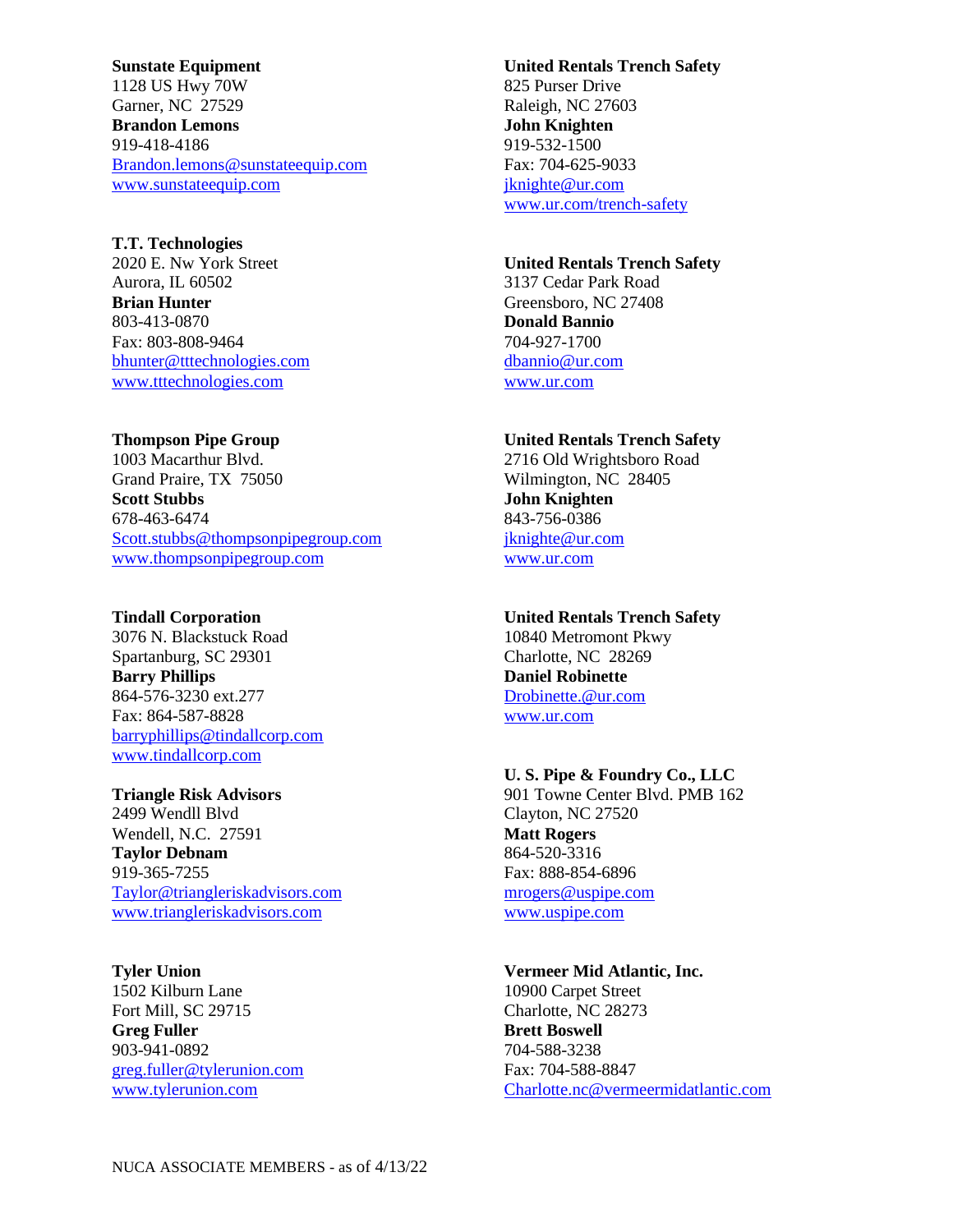**Sunstate Equipment**
1128 US Hwy 70W
Garner, NC 27529
**Brandon Lemons**
919-418-4186
Brandon.lemons@sunstateequip.com
www.sunstateequip.com

**T.T. Technologies**
2020 E. Nw York Street
Aurora, IL 60502
**Brian Hunter**
803-413-0870
Fax: 803-808-9464
bhunter@tttechnologies.com
www.tttechnologies.com

**Thompson Pipe Group**
1003 Macarthur Blvd.
Grand Praire, TX 75050
**Scott Stubbs**
678-463-6474
Scott.stubbs@thompsonpipegroup.com
www.thompsonpipegroup.com

**Tindall Corporation**
3076 N. Blackstuck Road
Spartanburg, SC 29301
**Barry Phillips**
864-576-3230 ext.277
Fax: 864-587-8828
barryphillips@tindallcorp.com
www.tindallcorp.com

**Triangle Risk Advisors**
2499 Wendll Blvd
Wendell, N.C. 27591
**Taylor Debnam**
919-365-7255
Taylor@triangleriskadvisors.com
www.triangleriskadvisors.com

**Tyler Union**
1502 Kilburn Lane
Fort Mill, SC 29715
**Greg Fuller**
903-941-0892
greg.fuller@tylerunion.com
www.tylerunion.com

**United Rentals Trench Safety**
825 Purser Drive
Raleigh, NC 27603
**John Knighten**
919-532-1500
Fax: 704-625-9033
jknighte@ur.com
www.ur.com/trench-safety

**United Rentals Trench Safety**
3137 Cedar Park Road
Greensboro, NC 27408
**Donald Bannio**
704-927-1700
dbannio@ur.com
www.ur.com

**United Rentals Trench Safety**
2716 Old Wrightsboro Road
Wilmington, NC 28405
**John Knighten**
843-756-0386
jknighte@ur.com
www.ur.com

**United Rentals Trench Safety**
10840 Metromont Pkwy
Charlotte, NC 28269
**Daniel Robinette**
Drobinette.@ur.com
www.ur.com

**U. S. Pipe & Foundry Co., LLC**
901 Towne Center Blvd. PMB 162
Clayton, NC 27520
**Matt Rogers**
864-520-3316
Fax: 888-854-6896
mrogers@uspipe.com
www.uspipe.com

**Vermeer Mid Atlantic, Inc.**
10900 Carpet Street
Charlotte, NC 28273
**Brett Boswell**
704-588-3238
Fax: 704-588-8847
Charlotte.nc@vermeermidatlantic.com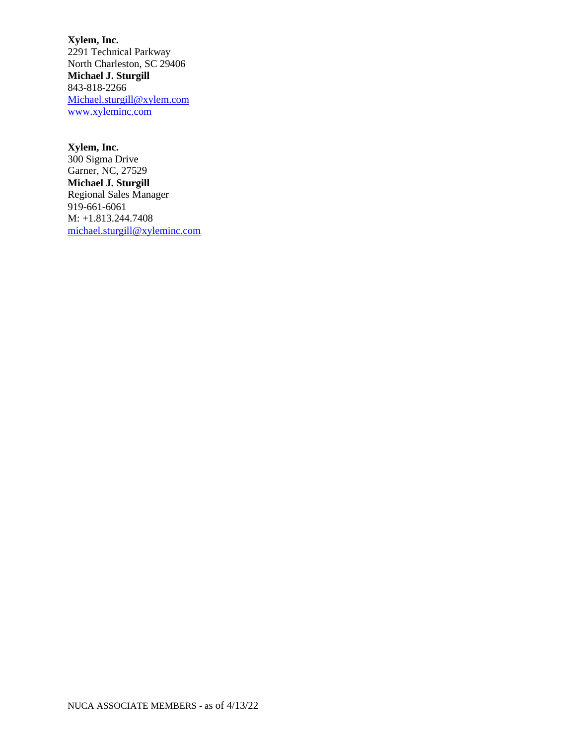**Xylem, Inc.**
2291 Technical Parkway
North Charleston, SC 29406
**Michael J. Sturgill**
843-818-2266
Michael.sturgill@xylem.com
www.xyleminc.com

**Xylem, Inc.**
300 Sigma Drive
Garner, NC, 27529
**Michael J. Sturgill**
Regional Sales Manager
919-661-6061
M: +1.813.244.7408
michael.sturgill@xyleminc.com